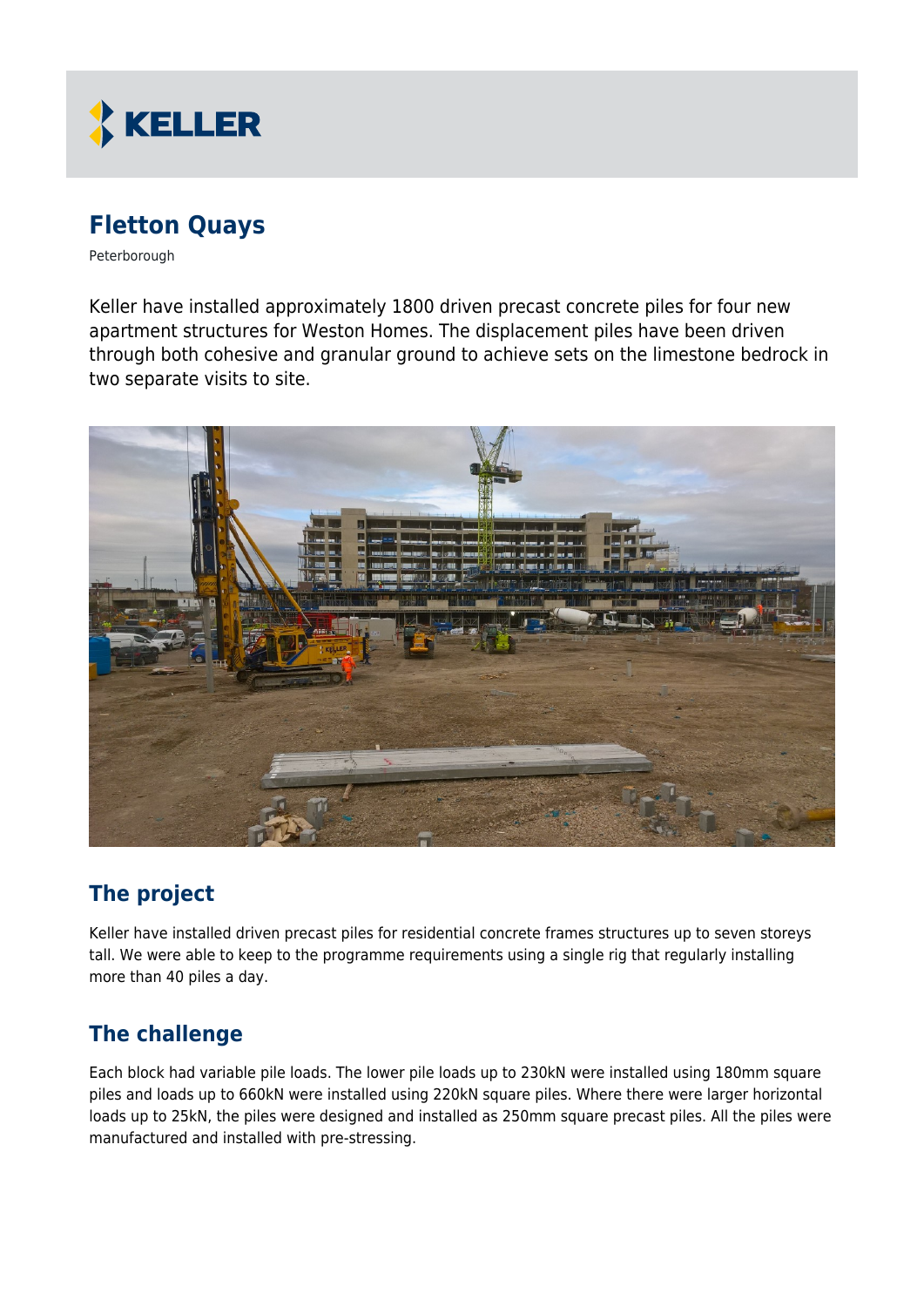# Fletton Quays

Peterborough

Keller have installed approximately 1800 driven precast concrete piles for four new apartment structures for Weston Homes. The displacement piles have been driven through both cohesive and granular ground to achieve sets on the limestone bedrock in two separate visits to site.

## The project

Keller have installed driven precast piles for residential concrete frames structures up to seven storeys tall. We were able to keep to the programme requirements using a single rig that regularly installing more than 40 piles a day.

## The challenge

Each block had variable pile loads. The lower pile loads up to 230kN were installed using 180mm square piles and loads up to 660kN were installed using 220kN square piles. Where there were larger horizontal loads up to 25kN, the piles were designed and installed as 250mm square precast piles. All the piles were manufactured and installed with pre-stressing.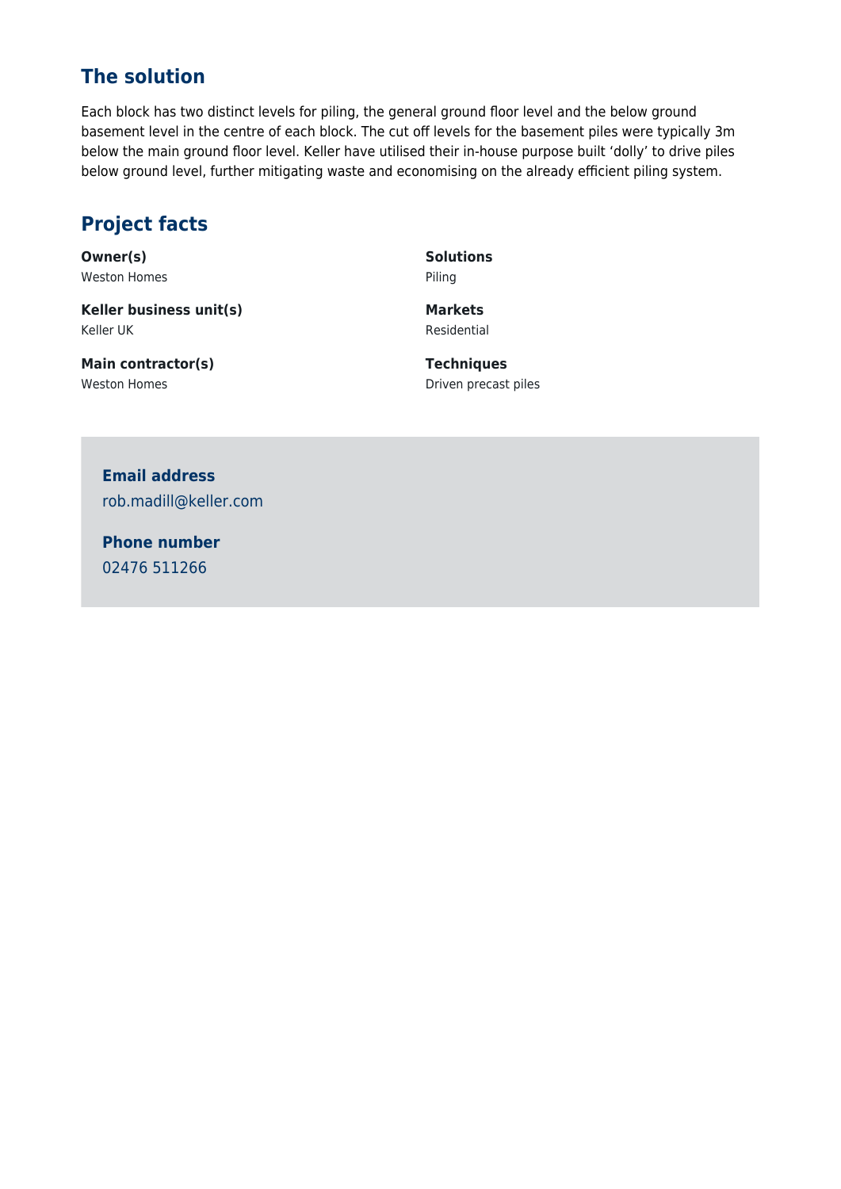## The solution

Each block has two distinct levels for piling, the general ground floor level and the below ground basement level in the centre of each block. The cut off levels for the basement piles were typically 3m below the main ground floor level. Keller have utilised their in-house purpose built ‘dolly’ to drive piles below ground level, further mitigating waste and economising on the already efficient piling system.

## Project facts

**Owner(s)**
Weston Homes

**Keller business unit(s)**
Keller UK

**Main contractor(s)**
Weston Homes

**Solutions**
Piling

**Markets**
Residential

**Techniques**
Driven precast piles

**Email address**
rob.madill@keller.com

**Phone number**
02476 511266